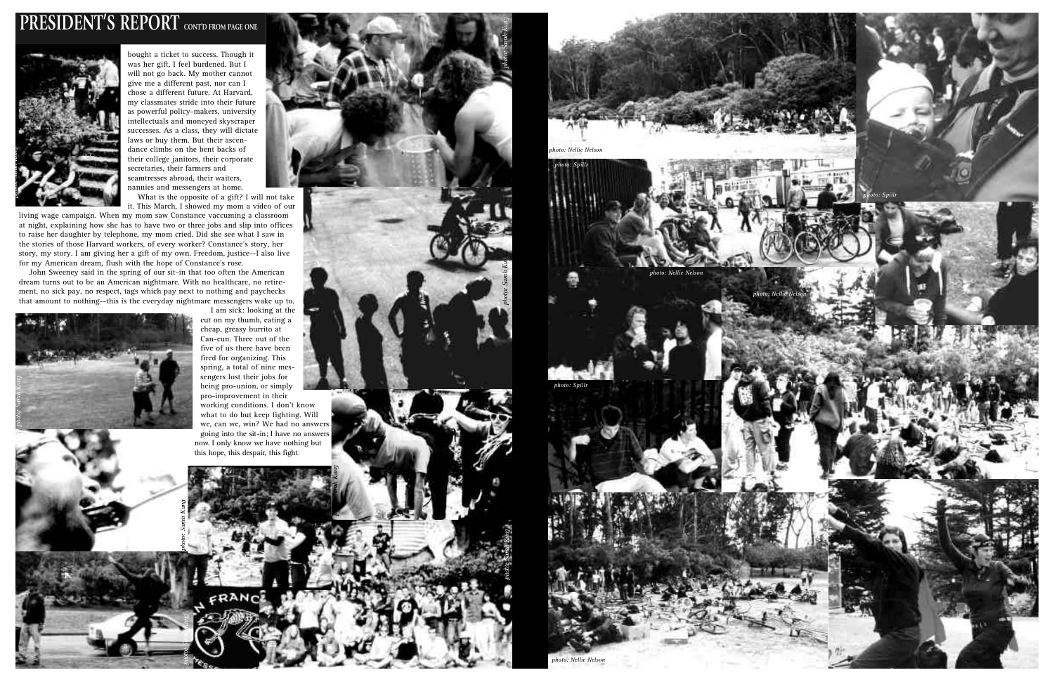# PRESIDENT'S REPORT CONT'D FROM PAGE ONE

bought a ticket to success. Though it was her gift, I feel burdened. But I will not go back. My mother cannot give me a different past, nor can I chose a different future. At Harvard, my classmates stride into their future as powerful policy-makers, university intellectuals and moneyed skyscraper successes. As a class, they will dictate laws or buy them. But their ascendance climbs on the bent backs of their college janitors, their corporate secretaries, their farmers and seamtresses abroad, their waiters, nannies and messengers at home.

What is the opposite of a gift? I will not take it. This March, I showed my mom a video of our living wage campaign. When my mom saw Constance vaccuming a classroom at night, explaining how she has to have two or three jobs and slip into offices to raise her daughter by telephone, my mom cried. Did she see what I saw in the stories of those Harvard workers, of every worker? Constance's story, her story, my story. I am giving her a gift of my own. Freedom, justice--I also live for my American dream, flush with the hope of Constance's rose.

John Sweeney said in the spring of our sit-in that too often the American dream turns out to be an American nightmare. With no healthcare, no retirement, no sick pay, no respect, tags which pay next to nothing and paychecks that amount to nothing--this is the everyday nightmare messengers wake up to.

I am sick: looking at the cut on my thumb, eating a cheap, greasy burrito at Can-cun. Three out of the five of us there have been fired for organizing. This spring, a total of nine messengers lost their jobs for being pro-union, or simply pro-improvement in their working conditions. I don't know what to do but keep fighting. Will we, can we, win? We had no answers going into the sit-in; I have no answers now. I only know we have nothing but this hope, this despair, this fight.

photo: Sarah Kang

photo: Sarah Kang

photo: Sarah Kang

photo: Sarah Kang

photo: Sarah Kang

photo: Sarah Kang

photo: Sarah Kang

photo: Sarah Kang

photo: Nellie Nelson

photo: Spillr

photo: Spillr

photo: Nellie Nelson

photo: Nellie Nelson

photo: Spillr

photo: Nellie Nelson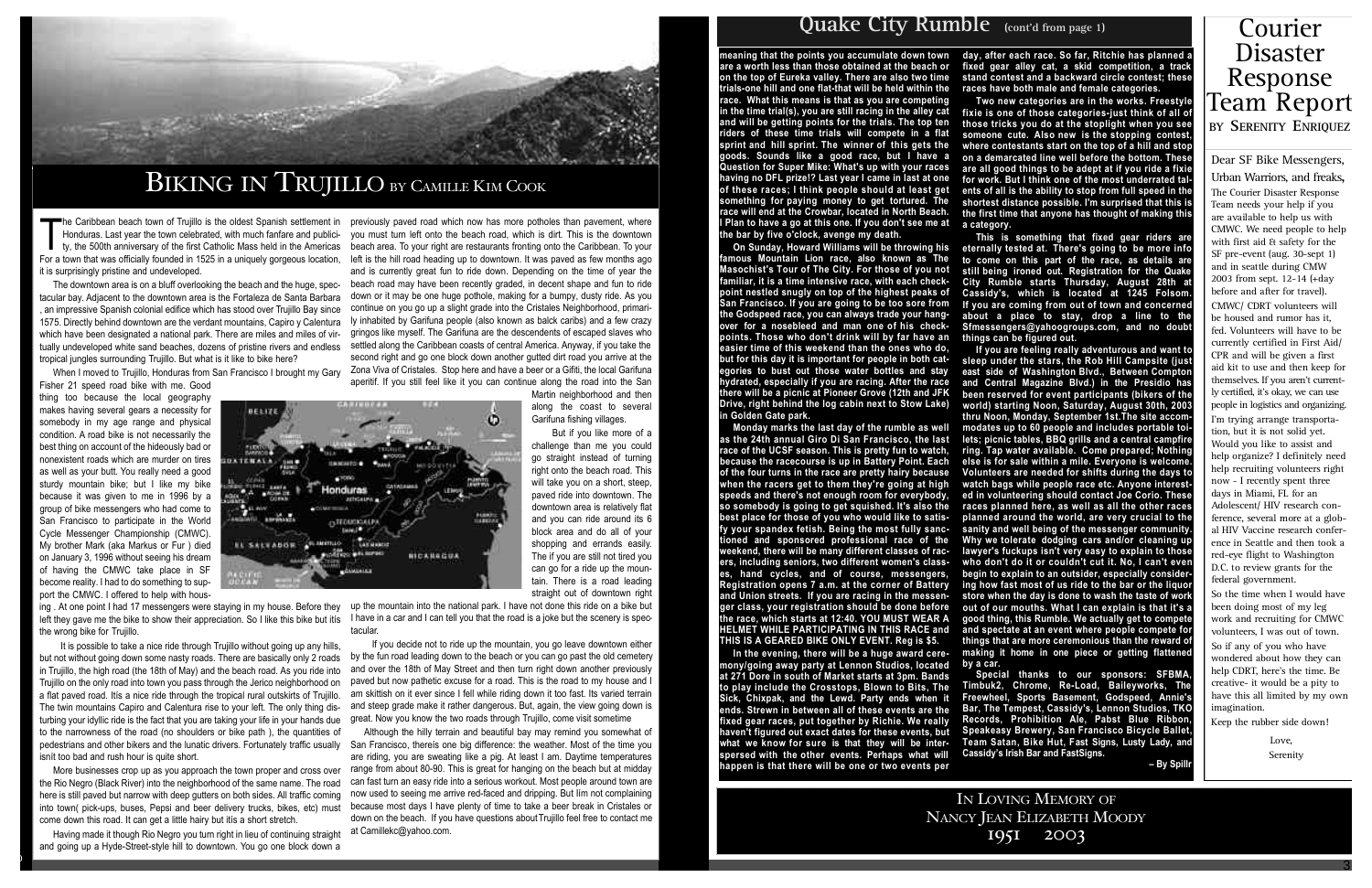# Biking in Trujillo BY CAMILLE KIM COOK

The Caribbean beach town of Trujillo is the oldest Spanish settlement in Honduras. Last year the town celebrated, with much fanfare and publicity, the 500th anniversary of the first Catholic Mass held in the Americas For a town that was officially founded in 1525 in a uniquely gorgeous location, it is surprisingly pristine and undeveloped.

The downtown area is on a bluff overlooking the beach and the huge, spectacular bay. Adjacent to the downtown area is the Fortaleza de Santa Barbara , an impressive Spanish colonial edifice which has stood over Trujillo Bay since 1575. Directly behind downtown are the verdant mountains, Capiro y Calentura which have been designated a national park. There are miles and miles of virtually undeveloped white sand beaches, dozens of pristine rivers and endless tropical jungles surrounding Trujillo. But what is it like to bike here?

When I moved to Trujillo, Honduras from San Francisco I brought my Gary Fisher 21 speed road bike with me. Good thing too because the local geography makes having several gears a necessity for somebody in my age range and physical condition. A road bike is not necessarily the best thing on account of the hideously bad or nonexistent roads which are murder on tires as well as your butt. You really need a good sturdy mountain bike; but I like my bike because it was given to me in 1996 by a group of bike messengers who had come to San Francisco to participate in the World Cycle Messenger Championship (CMWC). My brother Mark (aka Markus or Fur ) died on January 3, 1996 without seeing his dream of having the CMWC take place in SF become reality. I had to do something to support the CMWC. I offered to help with housing . At one point I had 17 messengers were staying in my house. Before they left they gave me the bike to show their appreciation. So I like this bike but its the wrong bike for Trujillo.

It is possible to take a nice ride through Trujillo without going up any hills, but not without going down some nasty roads. There are basically only 2 roads in Trujillo, the high road (the 18th of May) and the beach road. As you ride into Trujillo on the only road into town you pass through the Jerico neighborhood on a flat paved road. Itis a nice ride through the tropical rural outskirts of Trujillo. The twin mountains Capiro and Calentura rise to your left. The only thing disturbing your idyllic ride is the fact that you are taking your life in your hands due to the narrowness of the road (no shoulders or bike path ), the quantities of pedestrians and other bikers and the lunatic drivers. Fortunately traffic usually isnít too bad and rush hour is quite short.

More businesses crop up as you approach the town proper and cross over the Rio Negro (Black River) into the neighborhood of the same name. The road here is still paved but narrow with deep gutters on both sides. All traffic coming into town( pick-ups, buses, Pepsi and beer delivery trucks, bikes, etc) must come down this road. It can get a little hairy but itís a short stretch.

Having made it though Rio Negro you turn right in lieu of continuing straight and going up a Hyde-Street-style hill to downtown. You go one block down a previously paved road which now has more potholes than pavement, where you must turn left onto the beach road, which is dirt. This is the downtown beach area. To your right are restaurants fronting onto the Caribbean. To your left is the hill road heading up to downtown. It was paved as few months ago and is currently great fun to ride down. Depending on the time of year the beach road may have been recently graded, in decent shape and fun to ride down or it may be one huge pothole, making for a bumpy, dusty ride. As you continue on you go up a slight grade into the Cristales Neighborhood, primarily inhabited by Garifuna people (also known as balck caribs) and a few crazy gringos like myself. The Garifuna are the descendents of escaped slaves who settled along the Caribbean coasts of central America. Anyway, if you take the second right and go one block down another gutted dirt road you arrive at the Zona Viva of Cristales. Stop here and have a beer or a Gifiti, the local Garifuna aperitif. If you still feel like it you can continue along the road into the San Martin neighborhood and then along the coast to several Garifuna fishing villages.

But if you like more of a challenge than me you could go straight instead of turning right onto the beach road. This will take you on a short, steep, paved ride into downtown. The downtown area is relatively flat and you can ride around its 6 block area and do all of your shopping and errands easily. The if you are still not tired you can go for a ride up the mountain. There is a road leading straight out of downtown right up the mountain into the national park. I have not done this ride on a bike but I have in a car and I can tell you that the road is a joke but the scenery is spectacular.

If you decide not to ride up the mountain, you go leave downtown either by the fun road leading down to the beach or you can go past the old cemetery and over the 18th of May Street and then turn right down another previously paved but now pathetic excuse for a road. This is the road to my house and I am skittish on it ever since I fell while riding down it too fast. Its varied terrain and steep grade make it rather dangerous. But, again, the view going down is great. Now you know the two roads through Trujillo, come visit sometime

Although the hilly terrain and beautiful bay may remind you somewhat of San Francisco, thereís one big difference: the weather. Most of the time you are riding, you are sweating like a pig. At least I am. Daytime temperatures range from about 80-90. This is great for hanging on the beach but at midday can fast turn an easy ride into a serious workout. Most people around town are now used to seeing me arrive red-faced and dripping. But Iím not complaining because most days I have plenty of time to take a beer break in Cristales or down on the beach. If you have questions about Trujillo feel free to contact me at Camillekc@yahoo.com.

# Quake City Rumble (cont'd from page 1)

**meaning that the points you accumulate down town are a worth less than those obtained at the beach or on the top of Eureka valley. There are also two time trials-one hill and one flat-that will be held within the race. What this means is that as you are competing in the time trial(s), you are still racing in the alley cat and will be getting points for the trials. The top ten riders of these time trials will compete in a flat sprint and hill sprint. The winner of this gets the goods. Sounds like a good race, but I have a Question for Super Mike: What's up with your races having no DFL prize!? Last year I came in last at one of these races; I think people should at least get something for paying money to get tortured. The race will end at the Crowbar, located in North Beach. I Plan to have a go at this one. If you don't see me at the bar by five o'clock, avenge my death.**

**On Sunday, Howard Williams will be throwing his famous Mountain Lion race, also known as The Masochist's Tour of The City. For those of you not familiar, it is a time intensive race, with each checkpoint nestled snugly on top of the highest peaks of San Francisco. If you are going to be too sore from the Godspeed race, you can always trade your hangover for a nosebleed and man one of his checkpoints. Those who don't drink will by far have an easier time of this weekend than the ones who do, but for this day it is important for people in both categories to bust out those water bottles and stay hydrated, especially if you are racing. After the race there will be a picnic at Pioneer Grove (12th and JFK Drive, right behind the log cabin next to Stow Lake) in Golden Gate park.**

**Monday marks the last day of the rumble as well as the 24th annual Giro Di San Francisco, the last race of the UCSF season. This is pretty fun to watch, because the racecourse is up in Battery Point. Each of the four turns in the race are pretty hairy because when the racers get to them they're going at high speeds and there's not enough room for everybody, so somebody is going to get squished. It's also the best place for those of you who would like to satisfy your spandex fetish. Being the most fully sanctioned and sponsored professional race of the weekend, there will be many different classes of racers, including seniors, two different women's classes, hand cycles, and of course, messengers, Registration opens 7 a.m. at the corner of Battery and Union streets. If you are racing in the messenger class, your registration should be done before the race, which starts at 12:40. YOU MUST WEAR A HELMET WHILE PARTICIPATING IN THIS RACE and THIS IS A GEARED BIKE ONLY EVENT. Reg is $5.**

**In the evening, there will be a huge award ceremony/going away party at Lennon Studios, located at 271 Dore in south of Market starts at 3pm. Bands to play include the Crosstops, Blown to Bits, The Sick, Chixpak, and the Lewd. Party ends when it ends. Strewn in between all of these events are the fixed gear races, put together by Richie. We really haven't figured out exact dates for these events, but what we know for sure is that they will be interspersed with the other events. Perhaps what will happen is that there will be one or two events per day, after each race. So far, Ritchie has planned a fixed gear alley cat, a skid competition, a track stand contest and a backward circle contest; these races have both male and female categories.**

**Two new categories are in the works. Freestyle fixie is one of those categories-just think of all of those tricks you do at the stoplight when you see someone cute. Also new is the stopping contest, where contestants start on the top of a hill and stop on a demarcated line well before the bottom. These are all good things to be adept at if you ride a fixie for work. But I think one of the most underrated talents of all is the ability to stop from full speed in the shortest distance possible. I'm surprised that this is the first time that anyone has thought of making this a category.**

**This is something that fixed gear riders are eternally tested at. There's going to be more info to come on this part of the race, as details are still being ironed out. Registration for the Quake City Rumble starts Thursday, August 28th at Cassidy's, which is located at 1245 Folsom. If you are coming from out of town and concerned about a place to stay, drop a line to the Sfmessengers@yahoogroups.com, and no doubt things can be figured out.**

**If you are feeling really adventurous and want to sleep under the stars, the Rob Hill Campsite (just east side of Washington Blvd., Between Compton and Central Magazine Blvd.) in the Presidio has been reserved for event participants (bikers of the world) starting Noon, Saturday, August 30th, 2003 thru Noon, Monday, September 1st.The site accommodates up to 60 people and includes portable toilets; picnic tables, BBQ grills and a central campfire ring. Tap water available. Come prepared; Nothing else is for sale within a mile. Everyone is welcome. Volunteers are needed for shifts during the days to watch bags while people race etc. Anyone interested in volunteering should contact Joe Corio. These races planned here, as well as all the other races planned around the world, are very crucial to the sanity and well being of the messenger community. Why we tolerate dodging cars and/or cleaning up lawyer's fuckups isn't very easy to explain to those who don't do it or couldn't cut it. No, I can't even begin to explain to an outsider, especially considering how fast most of us ride to the bar or the liquor store when the day is done to wash the taste of work out of our mouths. What I can explain is that it's a good thing, this Rumble. We actually get to compete and spectate at an event where people compete for things that are more ceremonious than the reward of making it home in one piece or getting flattened by a car.**

**Special thanks to our sponsors: SFBMA, Timbuk2, Chrome, Re-Load, Baileyworks, The Freewheel, Sports Basement, Godspeed, Annie's Bar, The Tempest, Cassidy's, Lennon Studios, TKO Records, Prohibition Ale, Pabst Blue Ribbon, Speakeasy Brewery, San Francisco Bicycle Ballet, Team Satan, Bike Hut, Fast Signs, Lusty Lady, and Cassidy's Irish Bar and FastSigns.**

**– By Spillr**

# Courier Disaster Response Team Report BY SERENITY ENRIQUEZ

Dear SF Bike Messengers, Urban Warriors, and freaks,

The Courier Disaster Response Team needs your help if you are available to help us with CMWC. We need people to help with first aid & safety for the SF pre-event (aug. 30-sept 1) and in seattle during CMW 2003 from sept. 12-14 (+day before and after for travel).

CMWC/ CDRT volunteers will be housed and rumor has it, fed. Volunteers will have to be currently certified in First Aid/ CPR and will be given a first aid kit to use and then keep for themselves. If you aren't currently certified, it's okay, we can use people in logistics and organizing.

I'm trying arrange transportation, but it is not solid yet. Would you like to assist and help organize? I definitely need help recruiting volunteers right now - I recently spent three days in Miami, FL for an Adolescent/ HIV research conference, several more at a global HIV Vaccine research conference in Seattle and then took a red-eye flight to Washington D.C. to review grants for the federal government.

So the time when I would have been doing most of my leg work and recruiting for CMWC volunteers, I was out of town.

So if any of you who have wondered about how they can help CDRT, here's the time. Be creative- it would be a pity to have this all limited by my own imagination.

Keep the rubber side down!

Love,
Serenity

IN LOVING MEMORY OF
NANCY JEAN ELIZABETH MOODY
1951 2003